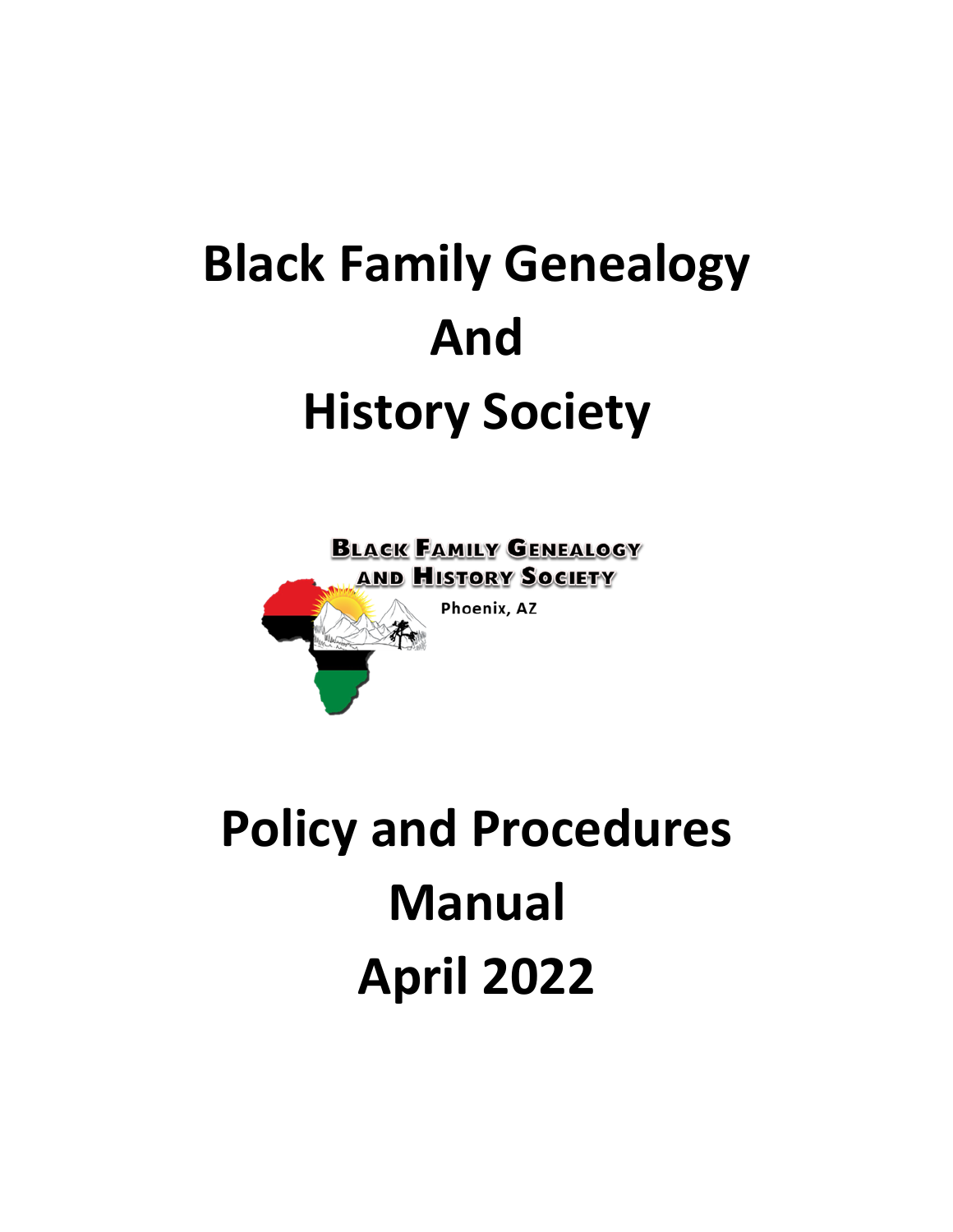# Black Family Genealogy And History Society

BLACK FAMILY GENEALOGY AND HISTORY SOCIETY

Phoenix, AZ

# Policy and Procedures Manual April 2022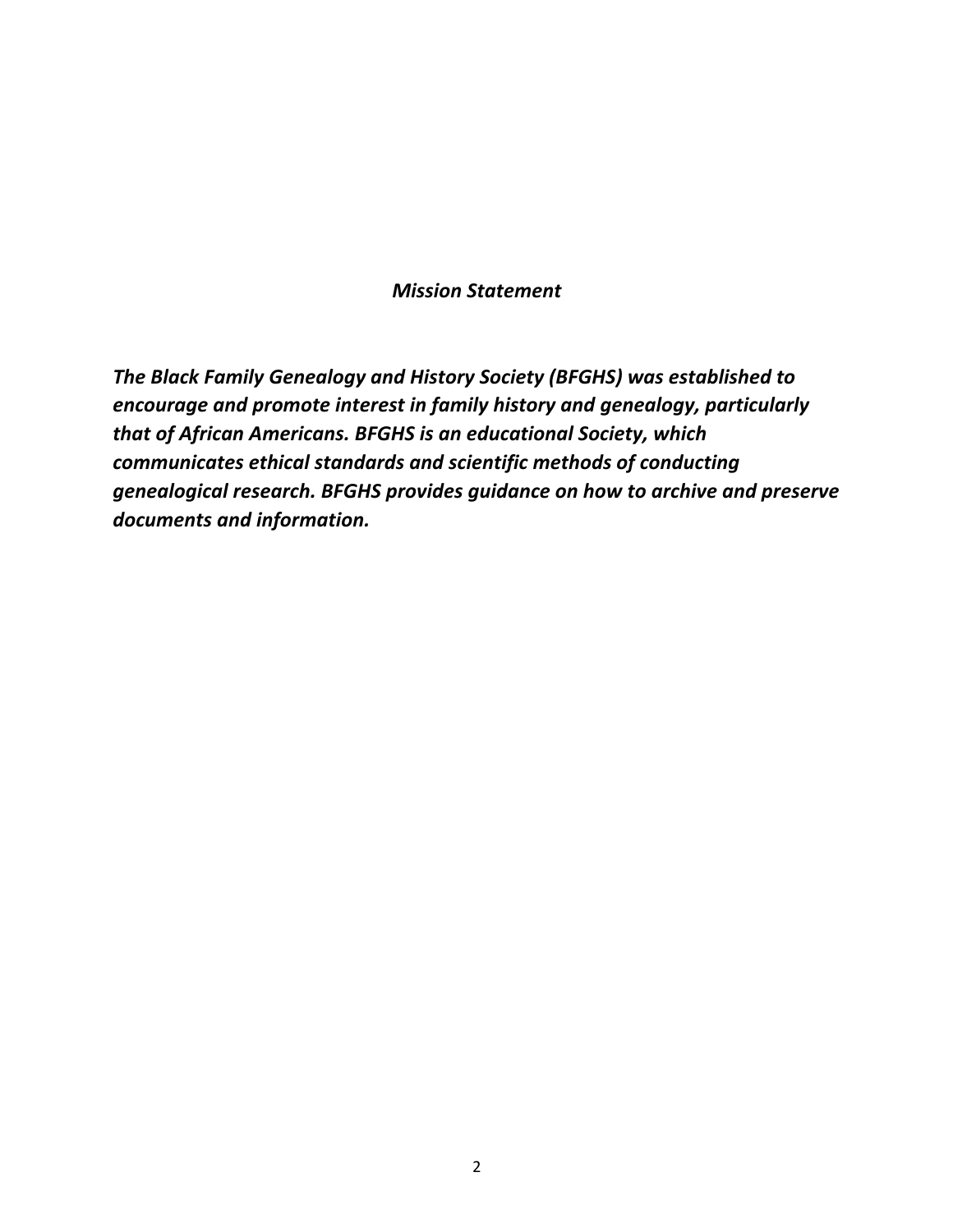## *Mission Statement*

***The Black Family Genealogy and History Society (BFGHS) was established to encourage and promote interest in family history and genealogy, particularly that of African Americans. BFGHS is an educational Society, which communicates ethical standards and scientific methods of conducting genealogical research. BFGHS provides guidance on how to archive and preserve documents and information.***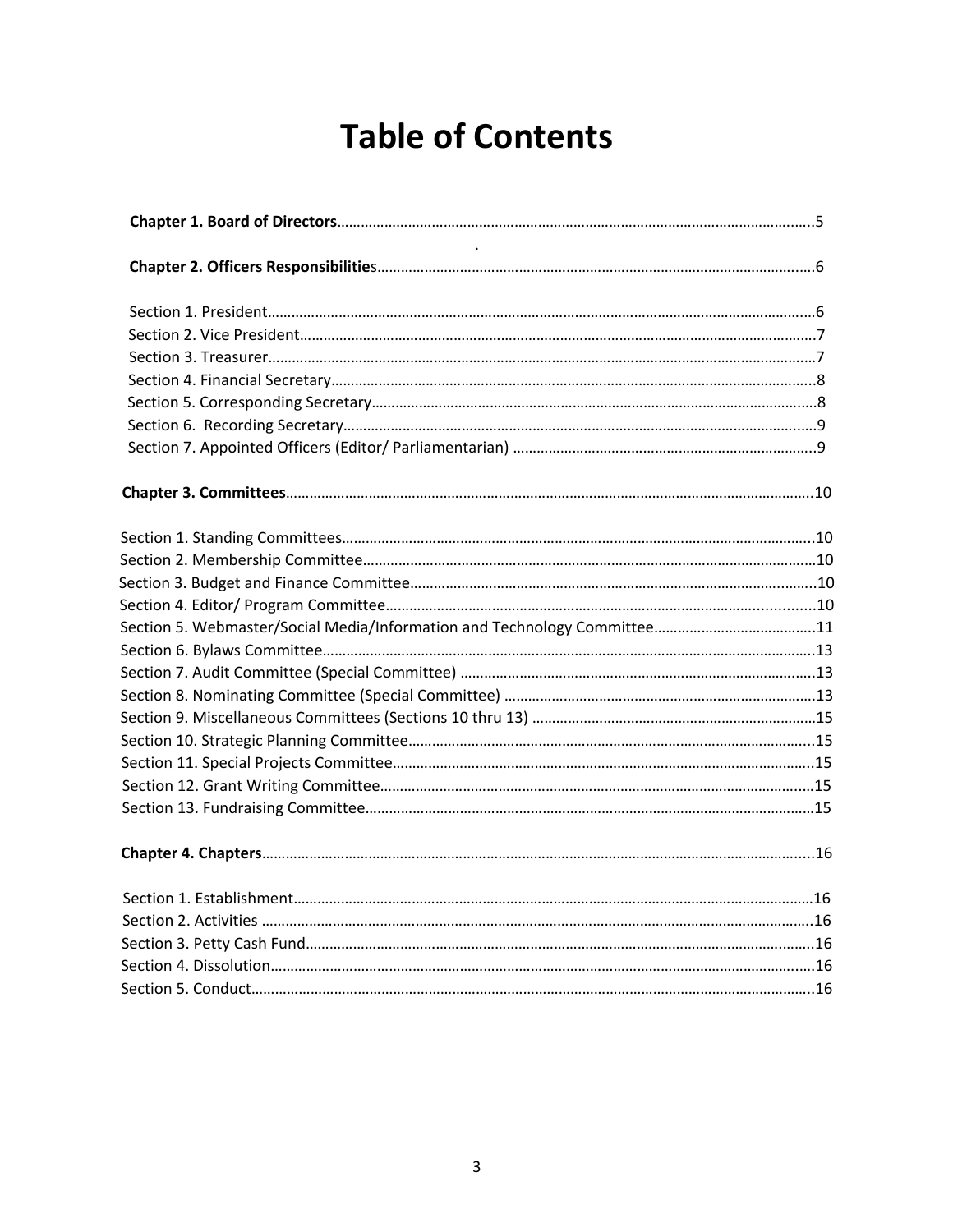# Table of Contents

**Chapter 1. Board of Directors**........................................................................................................5

**Chapter 2. Officers Responsibilitie**s..............................................................................................6

Section 1. President..........................................................................................................................6
Section 2. Vice President...................................................................................................................7
Section 3. Treasurer...........................................................................................................................7
Section 4. Financial Secretary............................................................................................................8
Section 5. Corresponding Secretary...................................................................................................8
Section 6. Recording Secretary...........................................................................................................9
Section 7. Appointed Officers (Editor/ Parliamentarian) ...................................................................9

**Chapter 3. Committees**....................................................................................................................10

Section 1. Standing Committees.......................................................................................................10
Section 2. Membership Committee...................................................................................................10
Section 3. Budget and Finance Committee.......................................................................................10
Section 4. Editor/ Program Committee..............................................................................................10
Section 5. Webmaster/Social Media/Information and Technology Committee.................................11
Section 6. Bylaws Committee............................................................................................................13
Section 7. Audit Committee (Special Committee) ..............................................................................13
Section 8. Nominating Committee (Special Committee) ...................................................................13
Section 9. Miscellaneous Committees (Sections 10 thru 13) ............................................................15
Section 10. Strategic Planning Committee.........................................................................................15
Section 11. Special Projects Committee.............................................................................................15
Section 12. Grant Writing Committee................................................................................................15
Section 13. Fundraising Committee....................................................................................................15

**Chapter 4. Chapters**..........................................................................................................................16

Section 1. Establishment...................................................................................................................16
Section 2. Activities ...........................................................................................................................16
Section 3. Petty Cash Fund................................................................................................................16
Section 4. Dissolution........................................................................................................................16
Section 5. Conduct.............................................................................................................................16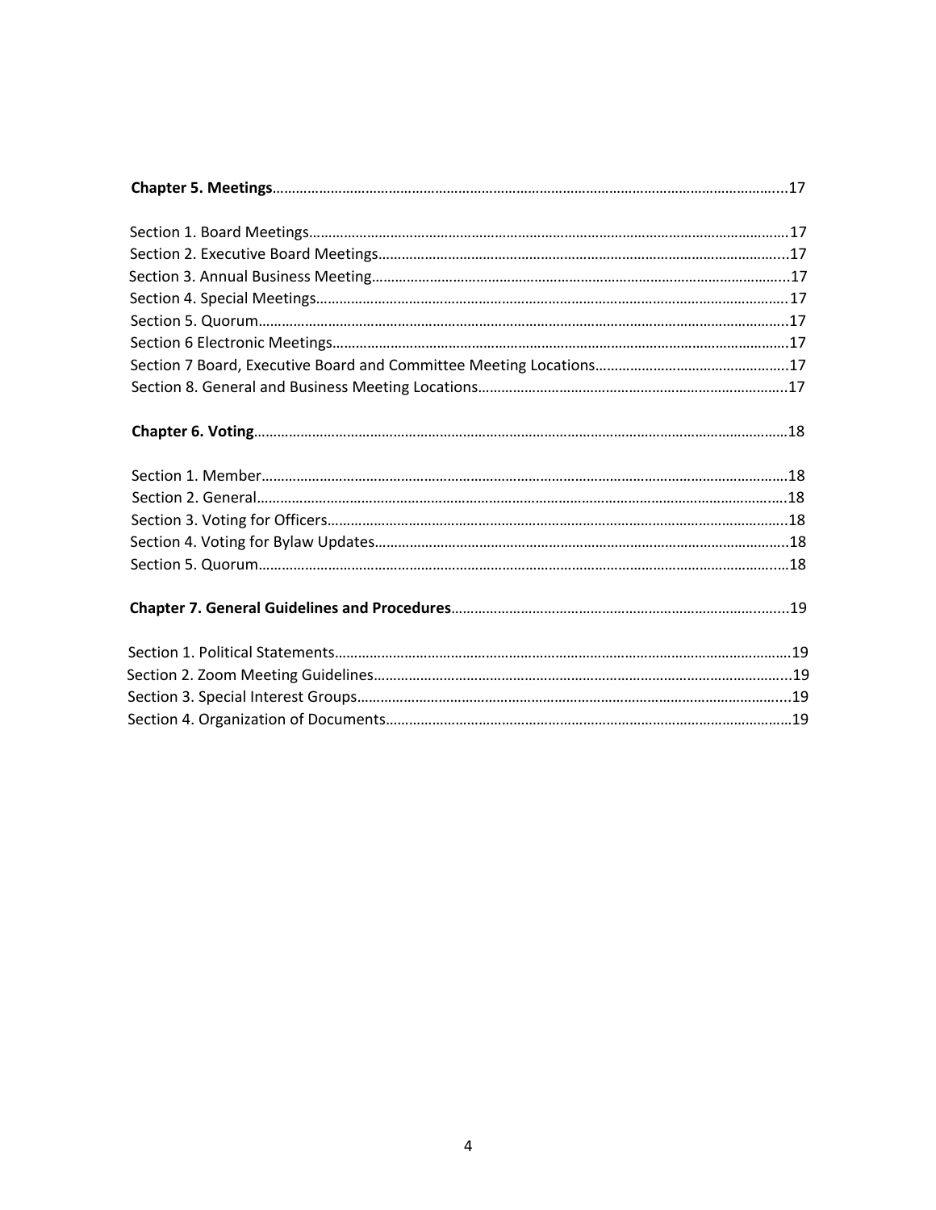**Chapter 5. Meetings**......................................................................................................................17

Section 1. Board Meetings.........................................................................................................17
Section 2. Executive Board Meetings.........................................................................................17
Section 3. Annual Business Meeting...........................................................................................17
Section 4. Special Meetings........................................................................................................17
Section 5. Quorum......................................................................................................................17
Section 6 Electronic Meetings.....................................................................................................17
Section 7 Board, Executive Board and Committee Meeting Locations.........................................17
Section 8. General and Business Meeting Locations...................................................................17

**Chapter 6. Voting**.........................................................................................................................18

Section 1. Member......................................................................................................................18
Section 2. General.......................................................................................................................18
Section 3. Voting for Officers.......................................................................................................18
Section 4. Voting for Bylaw Updates............................................................................................18
Section 5. Quorum......................................................................................................................18

**Chapter 7. General Guidelines and Procedures**............................................................................19

Section 1. Political Statements......................................................................................................19
Section 2. Zoom Meeting Guidelines.............................................................................................19
Section 3. Special Interest Groups.................................................................................................19
Section 4. Organization of Documents..........................................................................................19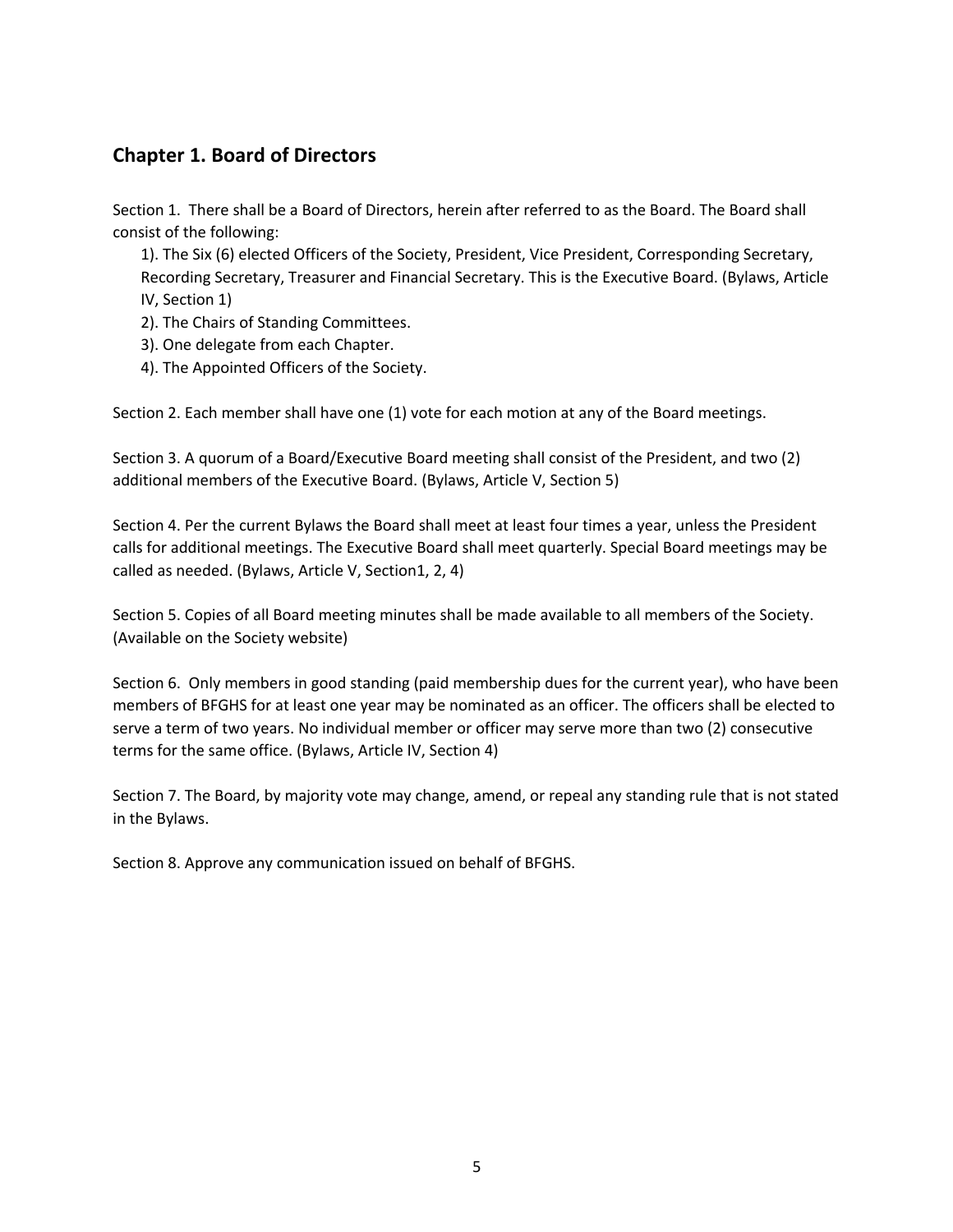## Chapter 1. Board of Directors

Section 1. There shall be a Board of Directors, herein after referred to as the Board. The Board shall consist of the following:

1). The Six (6) elected Officers of the Society, President, Vice President, Corresponding Secretary, Recording Secretary, Treasurer and Financial Secretary. This is the Executive Board. (Bylaws, Article IV, Section 1)
2). The Chairs of Standing Committees.
3). One delegate from each Chapter.
4). The Appointed Officers of the Society.

Section 2. Each member shall have one (1) vote for each motion at any of the Board meetings.

Section 3. A quorum of a Board/Executive Board meeting shall consist of the President, and two (2) additional members of the Executive Board. (Bylaws, Article V, Section 5)

Section 4. Per the current Bylaws the Board shall meet at least four times a year, unless the President calls for additional meetings. The Executive Board shall meet quarterly. Special Board meetings may be called as needed. (Bylaws, Article V, Section1, 2, 4)

Section 5. Copies of all Board meeting minutes shall be made available to all members of the Society. (Available on the Society website)

Section 6. Only members in good standing (paid membership dues for the current year), who have been members of BFGHS for at least one year may be nominated as an officer. The officers shall be elected to serve a term of two years. No individual member or officer may serve more than two (2) consecutive terms for the same office. (Bylaws, Article IV, Section 4)

Section 7. The Board, by majority vote may change, amend, or repeal any standing rule that is not stated in the Bylaws.

Section 8. Approve any communication issued on behalf of BFGHS.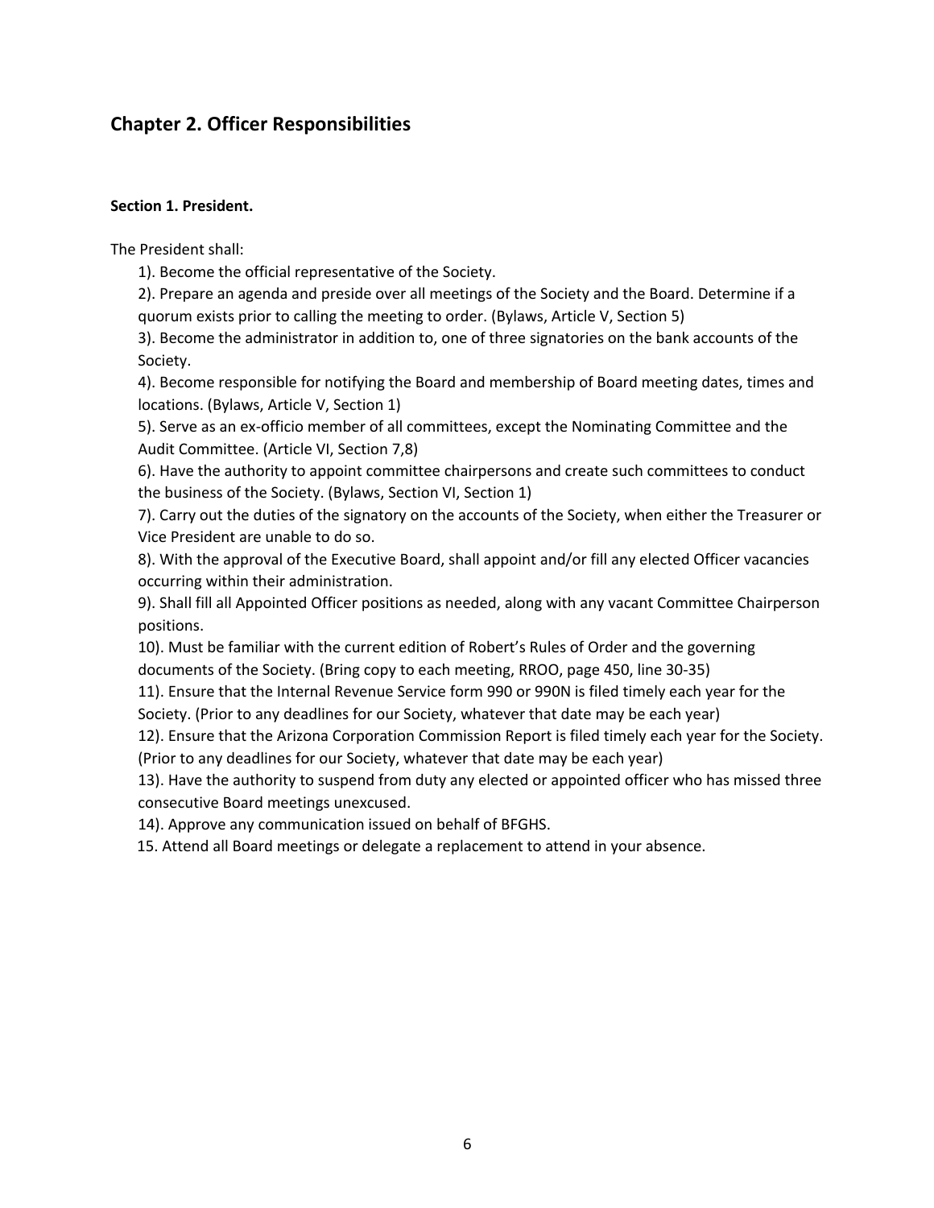## Chapter 2. Officer Responsibilities

**Section 1. President.**

The President shall:

1). Become the official representative of the Society.

2). Prepare an agenda and preside over all meetings of the Society and the Board. Determine if a quorum exists prior to calling the meeting to order. (Bylaws, Article V, Section 5)

3). Become the administrator in addition to, one of three signatories on the bank accounts of the Society.

4). Become responsible for notifying the Board and membership of Board meeting dates, times and locations. (Bylaws, Article V, Section 1)

5). Serve as an ex-officio member of all committees, except the Nominating Committee and the Audit Committee. (Article VI, Section 7,8)

6). Have the authority to appoint committee chairpersons and create such committees to conduct the business of the Society. (Bylaws, Section VI, Section 1)

7). Carry out the duties of the signatory on the accounts of the Society, when either the Treasurer or Vice President are unable to do so.

8). With the approval of the Executive Board, shall appoint and/or fill any elected Officer vacancies occurring within their administration.

9). Shall fill all Appointed Officer positions as needed, along with any vacant Committee Chairperson positions.

10). Must be familiar with the current edition of Robert's Rules of Order and the governing documents of the Society. (Bring copy to each meeting, RROO, page 450, line 30-35)

11). Ensure that the Internal Revenue Service form 990 or 990N is filed timely each year for the Society. (Prior to any deadlines for our Society, whatever that date may be each year)

12). Ensure that the Arizona Corporation Commission Report is filed timely each year for the Society. (Prior to any deadlines for our Society, whatever that date may be each year)

13). Have the authority to suspend from duty any elected or appointed officer who has missed three consecutive Board meetings unexcused.

14). Approve any communication issued on behalf of BFGHS.

15. Attend all Board meetings or delegate a replacement to attend in your absence.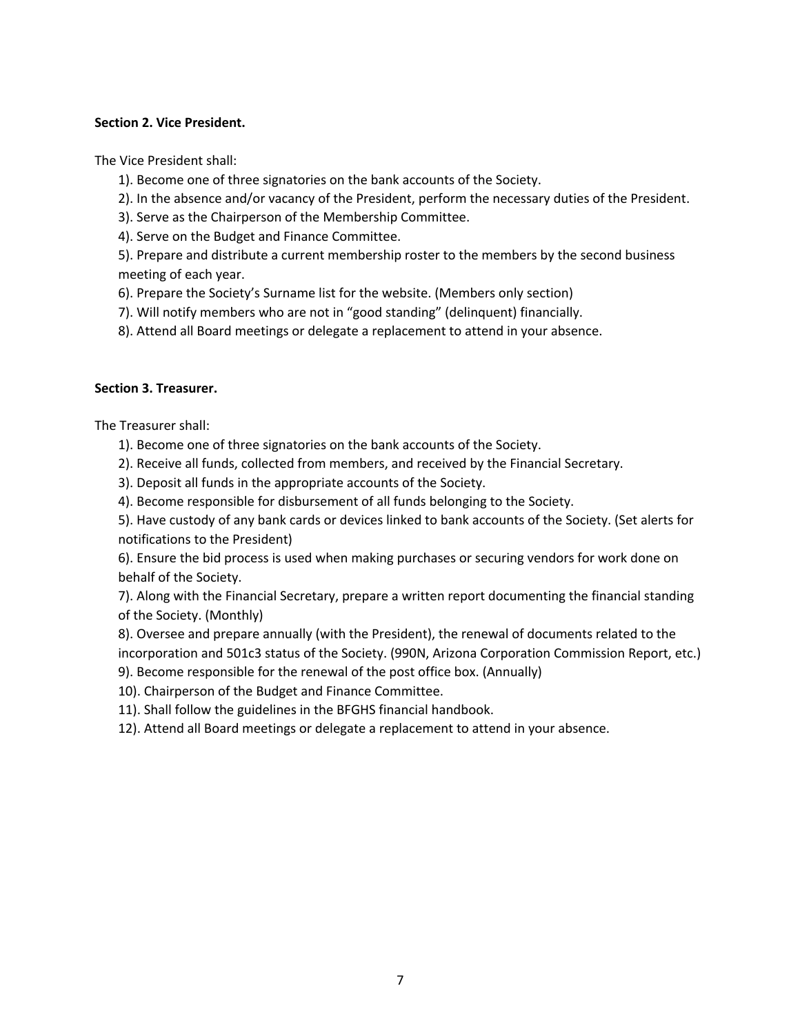**Section 2. Vice President.**

The Vice President shall:

1). Become one of three signatories on the bank accounts of the Society.
2). In the absence and/or vacancy of the President, perform the necessary duties of the President.
3). Serve as the Chairperson of the Membership Committee.
4). Serve on the Budget and Finance Committee.
5). Prepare and distribute a current membership roster to the members by the second business meeting of each year.
6). Prepare the Society's Surname list for the website. (Members only section)
7). Will notify members who are not in "good standing" (delinquent) financially.
8). Attend all Board meetings or delegate a replacement to attend in your absence.

**Section 3. Treasurer.**

The Treasurer shall:

1). Become one of three signatories on the bank accounts of the Society.
2). Receive all funds, collected from members, and received by the Financial Secretary.
3). Deposit all funds in the appropriate accounts of the Society.
4). Become responsible for disbursement of all funds belonging to the Society.
5). Have custody of any bank cards or devices linked to bank accounts of the Society. (Set alerts for notifications to the President)
6). Ensure the bid process is used when making purchases or securing vendors for work done on behalf of the Society.
7). Along with the Financial Secretary, prepare a written report documenting the financial standing of the Society. (Monthly)
8). Oversee and prepare annually (with the President), the renewal of documents related to the incorporation and 501c3 status of the Society. (990N, Arizona Corporation Commission Report, etc.)
9). Become responsible for the renewal of the post office box. (Annually)
10). Chairperson of the Budget and Finance Committee.
11). Shall follow the guidelines in the BFGHS financial handbook.
12). Attend all Board meetings or delegate a replacement to attend in your absence.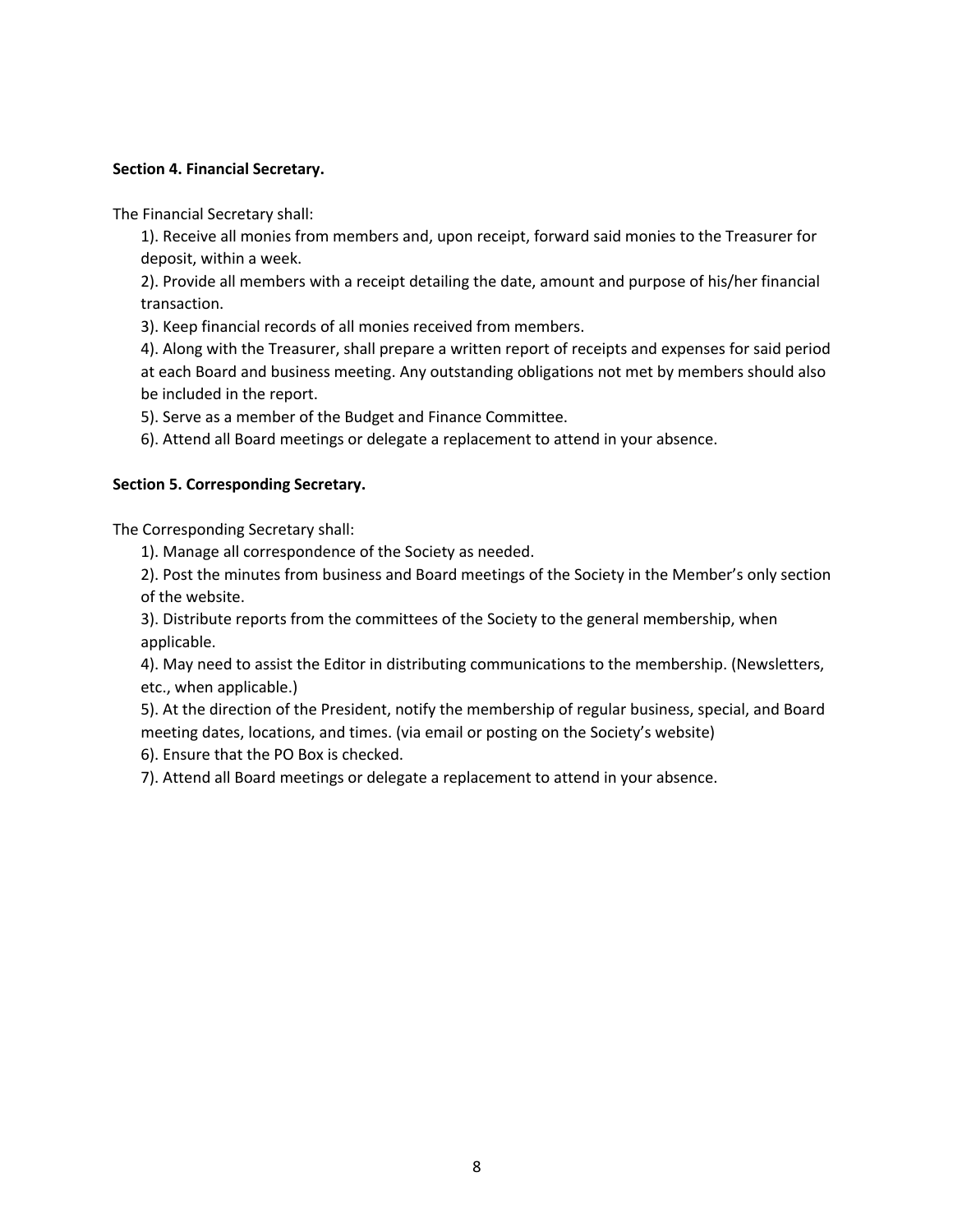**Section 4. Financial Secretary.**

The Financial Secretary shall:

1). Receive all monies from members and, upon receipt, forward said monies to the Treasurer for deposit, within a week.

2). Provide all members with a receipt detailing the date, amount and purpose of his/her financial transaction.

3). Keep financial records of all monies received from members.

4). Along with the Treasurer, shall prepare a written report of receipts and expenses for said period at each Board and business meeting. Any outstanding obligations not met by members should also be included in the report.

5). Serve as a member of the Budget and Finance Committee.

6). Attend all Board meetings or delegate a replacement to attend in your absence.

**Section 5. Corresponding Secretary.**

The Corresponding Secretary shall:

1). Manage all correspondence of the Society as needed.

2). Post the minutes from business and Board meetings of the Society in the Member's only section of the website.

3). Distribute reports from the committees of the Society to the general membership, when applicable.

4). May need to assist the Editor in distributing communications to the membership. (Newsletters, etc., when applicable.)

5). At the direction of the President, notify the membership of regular business, special, and Board meeting dates, locations, and times. (via email or posting on the Society's website)

6). Ensure that the PO Box is checked.

7). Attend all Board meetings or delegate a replacement to attend in your absence.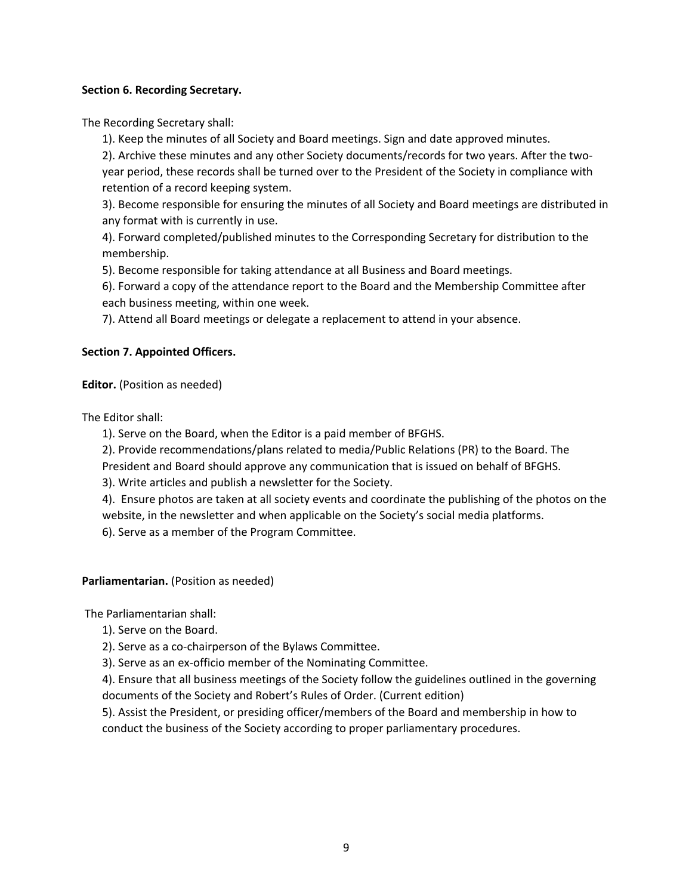**Section 6. Recording Secretary.**

The Recording Secretary shall:

1). Keep the minutes of all Society and Board meetings. Sign and date approved minutes.

2). Archive these minutes and any other Society documents/records for two years. After the two-year period, these records shall be turned over to the President of the Society in compliance with retention of a record keeping system.

3). Become responsible for ensuring the minutes of all Society and Board meetings are distributed in any format with is currently in use.

4). Forward completed/published minutes to the Corresponding Secretary for distribution to the membership.

5). Become responsible for taking attendance at all Business and Board meetings.

6). Forward a copy of the attendance report to the Board and the Membership Committee after each business meeting, within one week.

7). Attend all Board meetings or delegate a replacement to attend in your absence.

**Section 7. Appointed Officers.**

**Editor.** (Position as needed)

The Editor shall:

1). Serve on the Board, when the Editor is a paid member of BFGHS.

2). Provide recommendations/plans related to media/Public Relations (PR) to the Board. The President and Board should approve any communication that is issued on behalf of BFGHS.

3). Write articles and publish a newsletter for the Society.

4). Ensure photos are taken at all society events and coordinate the publishing of the photos on the website, in the newsletter and when applicable on the Society's social media platforms.

6). Serve as a member of the Program Committee.

**Parliamentarian.** (Position as needed)

The Parliamentarian shall:

1). Serve on the Board.

2). Serve as a co-chairperson of the Bylaws Committee.

3). Serve as an ex-officio member of the Nominating Committee.

4). Ensure that all business meetings of the Society follow the guidelines outlined in the governing documents of the Society and Robert's Rules of Order. (Current edition)

5). Assist the President, or presiding officer/members of the Board and membership in how to conduct the business of the Society according to proper parliamentary procedures.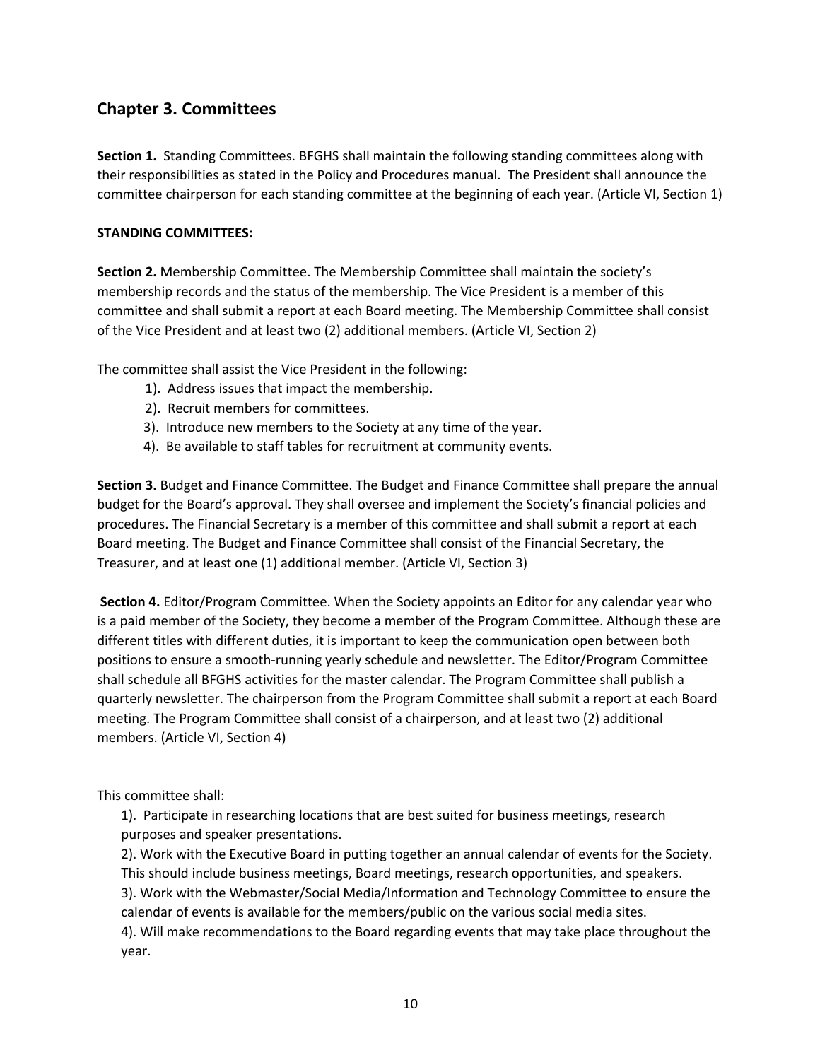## Chapter 3. Committees

**Section 1.** Standing Committees. BFGHS shall maintain the following standing committees along with their responsibilities as stated in the Policy and Procedures manual. The President shall announce the committee chairperson for each standing committee at the beginning of each year. (Article VI, Section 1)

**STANDING COMMITTEES:**

**Section 2.** Membership Committee. The Membership Committee shall maintain the society's membership records and the status of the membership. The Vice President is a member of this committee and shall submit a report at each Board meeting. The Membership Committee shall consist of the Vice President and at least two (2) additional members. (Article VI, Section 2)

The committee shall assist the Vice President in the following:

1). Address issues that impact the membership.
2). Recruit members for committees.
3). Introduce new members to the Society at any time of the year.
4). Be available to staff tables for recruitment at community events.

**Section 3.** Budget and Finance Committee. The Budget and Finance Committee shall prepare the annual budget for the Board's approval. They shall oversee and implement the Society's financial policies and procedures. The Financial Secretary is a member of this committee and shall submit a report at each Board meeting. The Budget and Finance Committee shall consist of the Financial Secretary, the Treasurer, and at least one (1) additional member. (Article VI, Section 3)

**Section 4.** Editor/Program Committee. When the Society appoints an Editor for any calendar year who is a paid member of the Society, they become a member of the Program Committee. Although these are different titles with different duties, it is important to keep the communication open between both positions to ensure a smooth-running yearly schedule and newsletter. The Editor/Program Committee shall schedule all BFGHS activities for the master calendar. The Program Committee shall publish a quarterly newsletter. The chairperson from the Program Committee shall submit a report at each Board meeting. The Program Committee shall consist of a chairperson, and at least two (2) additional members. (Article VI, Section 4)

This committee shall:

1). Participate in researching locations that are best suited for business meetings, research purposes and speaker presentations.
2). Work with the Executive Board in putting together an annual calendar of events for the Society. This should include business meetings, Board meetings, research opportunities, and speakers.
3). Work with the Webmaster/Social Media/Information and Technology Committee to ensure the calendar of events is available for the members/public on the various social media sites.
4). Will make recommendations to the Board regarding events that may take place throughout the year.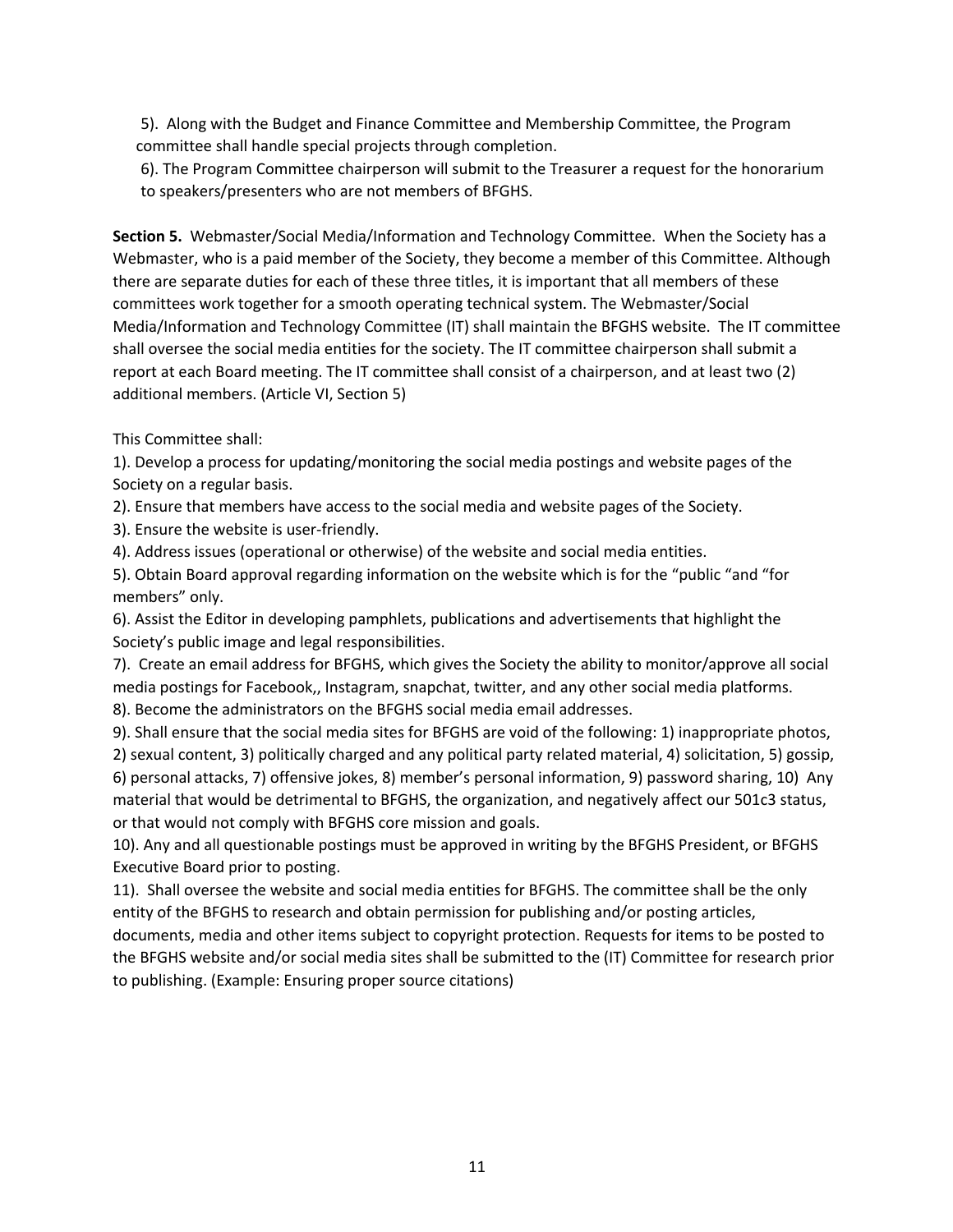5). Along with the Budget and Finance Committee and Membership Committee, the Program committee shall handle special projects through completion.

6). The Program Committee chairperson will submit to the Treasurer a request for the honorarium to speakers/presenters who are not members of BFGHS.

**Section 5.** Webmaster/Social Media/Information and Technology Committee. When the Society has a Webmaster, who is a paid member of the Society, they become a member of this Committee. Although there are separate duties for each of these three titles, it is important that all members of these committees work together for a smooth operating technical system. The Webmaster/Social Media/Information and Technology Committee (IT) shall maintain the BFGHS website. The IT committee shall oversee the social media entities for the society. The IT committee chairperson shall submit a report at each Board meeting. The IT committee shall consist of a chairperson, and at least two (2) additional members. (Article VI, Section 5)

This Committee shall:

1). Develop a process for updating/monitoring the social media postings and website pages of the Society on a regular basis.

2). Ensure that members have access to the social media and website pages of the Society.

3). Ensure the website is user-friendly.

4). Address issues (operational or otherwise) of the website and social media entities.

5). Obtain Board approval regarding information on the website which is for the "public "and "for members" only.

6). Assist the Editor in developing pamphlets, publications and advertisements that highlight the Society's public image and legal responsibilities.

7). Create an email address for BFGHS, which gives the Society the ability to monitor/approve all social media postings for Facebook,, Instagram, snapchat, twitter, and any other social media platforms.

8). Become the administrators on the BFGHS social media email addresses.

9). Shall ensure that the social media sites for BFGHS are void of the following: 1) inappropriate photos, 2) sexual content, 3) politically charged and any political party related material, 4) solicitation, 5) gossip, 6) personal attacks, 7) offensive jokes, 8) member's personal information, 9) password sharing, 10) Any material that would be detrimental to BFGHS, the organization, and negatively affect our 501c3 status, or that would not comply with BFGHS core mission and goals.

10). Any and all questionable postings must be approved in writing by the BFGHS President, or BFGHS Executive Board prior to posting.

11). Shall oversee the website and social media entities for BFGHS. The committee shall be the only entity of the BFGHS to research and obtain permission for publishing and/or posting articles, documents, media and other items subject to copyright protection. Requests for items to be posted to the BFGHS website and/or social media sites shall be submitted to the (IT) Committee for research prior to publishing. (Example: Ensuring proper source citations)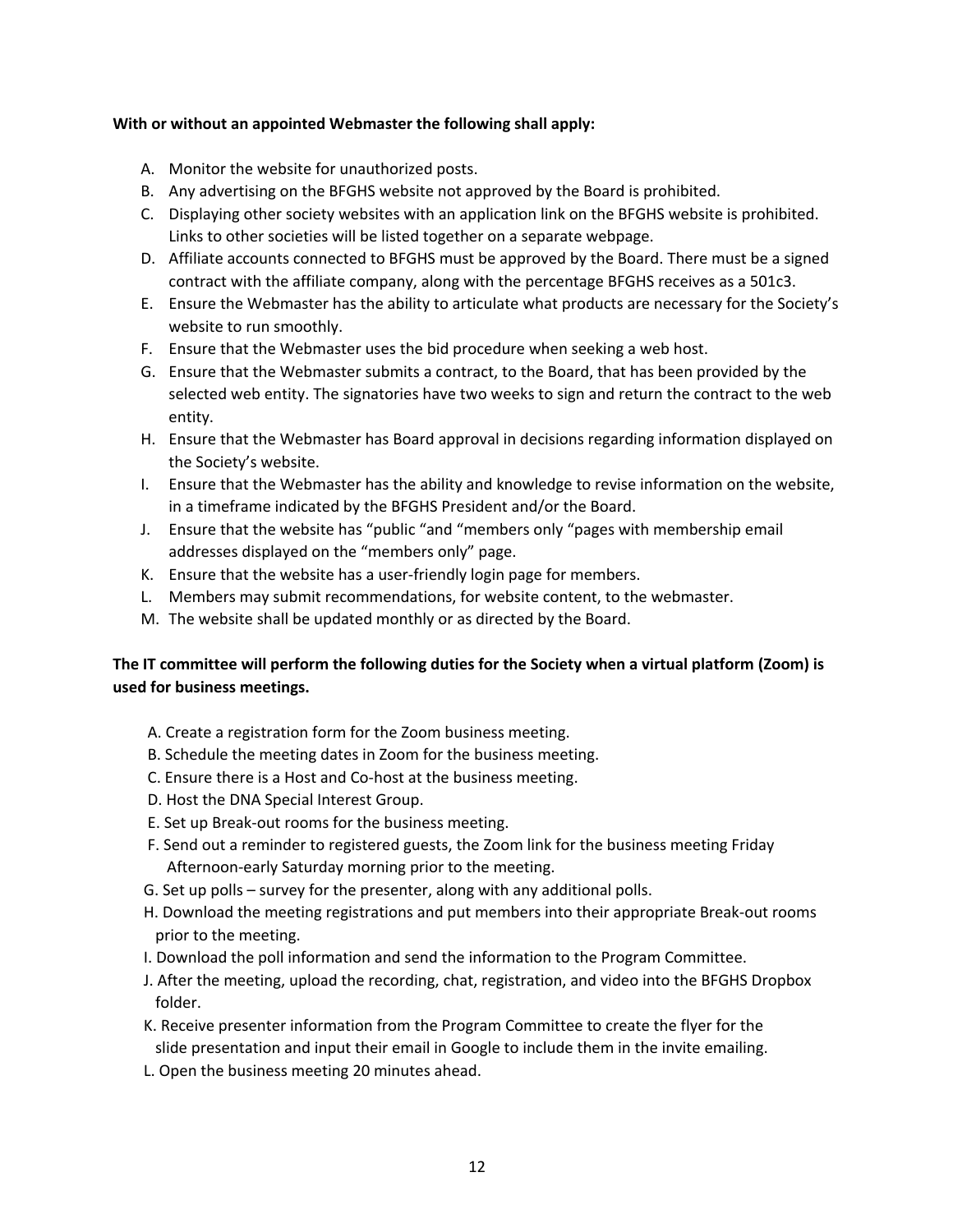**With or without an appointed Webmaster the following shall apply:**

A. Monitor the website for unauthorized posts.
B. Any advertising on the BFGHS website not approved by the Board is prohibited.
C. Displaying other society websites with an application link on the BFGHS website is prohibited. Links to other societies will be listed together on a separate webpage.
D. Affiliate accounts connected to BFGHS must be approved by the Board. There must be a signed contract with the affiliate company, along with the percentage BFGHS receives as a 501c3.
E. Ensure the Webmaster has the ability to articulate what products are necessary for the Society's website to run smoothly.
F. Ensure that the Webmaster uses the bid procedure when seeking a web host.
G. Ensure that the Webmaster submits a contract, to the Board, that has been provided by the selected web entity. The signatories have two weeks to sign and return the contract to the web entity.
H. Ensure that the Webmaster has Board approval in decisions regarding information displayed on the Society's website.
I. Ensure that the Webmaster has the ability and knowledge to revise information on the website, in a timeframe indicated by the BFGHS President and/or the Board.
J. Ensure that the website has "public "and "members only "pages with membership email addresses displayed on the "members only" page.
K. Ensure that the website has a user-friendly login page for members.
L. Members may submit recommendations, for website content, to the webmaster.
M. The website shall be updated monthly or as directed by the Board.

**The IT committee will perform the following duties for the Society when a virtual platform (Zoom) is used for business meetings.**

A. Create a registration form for the Zoom business meeting.
B. Schedule the meeting dates in Zoom for the business meeting.
C. Ensure there is a Host and Co-host at the business meeting.
D. Host the DNA Special Interest Group.
E. Set up Break-out rooms for the business meeting.
F. Send out a reminder to registered guests, the Zoom link for the business meeting Friday Afternoon-early Saturday morning prior to the meeting.
G. Set up polls – survey for the presenter, along with any additional polls.
H. Download the meeting registrations and put members into their appropriate Break-out rooms prior to the meeting.
I. Download the poll information and send the information to the Program Committee.
J. After the meeting, upload the recording, chat, registration, and video into the BFGHS Dropbox folder.
K. Receive presenter information from the Program Committee to create the flyer for the slide presentation and input their email in Google to include them in the invite emailing.
L. Open the business meeting 20 minutes ahead.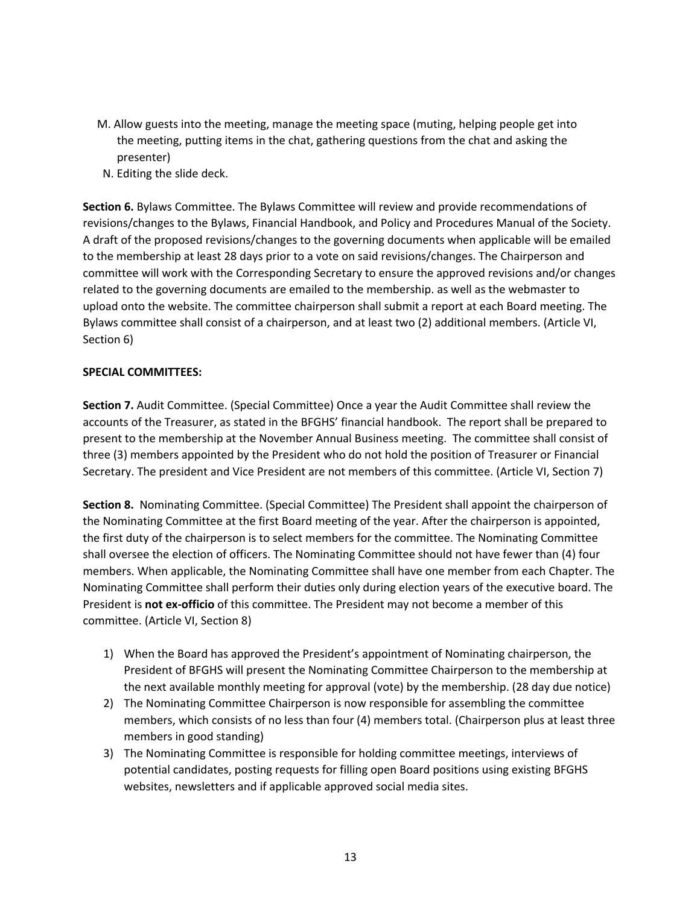M. Allow guests into the meeting, manage the meeting space (muting, helping people get into the meeting, putting items in the chat, gathering questions from the chat and asking the presenter)

N. Editing the slide deck.

**Section 6.** Bylaws Committee. The Bylaws Committee will review and provide recommendations of revisions/changes to the Bylaws, Financial Handbook, and Policy and Procedures Manual of the Society. A draft of the proposed revisions/changes to the governing documents when applicable will be emailed to the membership at least 28 days prior to a vote on said revisions/changes. The Chairperson and committee will work with the Corresponding Secretary to ensure the approved revisions and/or changes related to the governing documents are emailed to the membership. as well as the webmaster to upload onto the website. The committee chairperson shall submit a report at each Board meeting. The Bylaws committee shall consist of a chairperson, and at least two (2) additional members. (Article VI, Section 6)

**SPECIAL COMMITTEES:**

**Section 7.** Audit Committee. (Special Committee) Once a year the Audit Committee shall review the accounts of the Treasurer, as stated in the BFGHS' financial handbook. The report shall be prepared to present to the membership at the November Annual Business meeting. The committee shall consist of three (3) members appointed by the President who do not hold the position of Treasurer or Financial Secretary. The president and Vice President are not members of this committee. (Article VI, Section 7)

**Section 8.** Nominating Committee. (Special Committee) The President shall appoint the chairperson of the Nominating Committee at the first Board meeting of the year. After the chairperson is appointed, the first duty of the chairperson is to select members for the committee. The Nominating Committee shall oversee the election of officers. The Nominating Committee should not have fewer than (4) four members. When applicable, the Nominating Committee shall have one member from each Chapter. The Nominating Committee shall perform their duties only during election years of the executive board. The President is **not ex-officio** of this committee. The President may not become a member of this committee. (Article VI, Section 8)

1) When the Board has approved the President's appointment of Nominating chairperson, the President of BFGHS will present the Nominating Committee Chairperson to the membership at the next available monthly meeting for approval (vote) by the membership. (28 day due notice)
2) The Nominating Committee Chairperson is now responsible for assembling the committee members, which consists of no less than four (4) members total. (Chairperson plus at least three members in good standing)
3) The Nominating Committee is responsible for holding committee meetings, interviews of potential candidates, posting requests for filling open Board positions using existing BFGHS websites, newsletters and if applicable approved social media sites.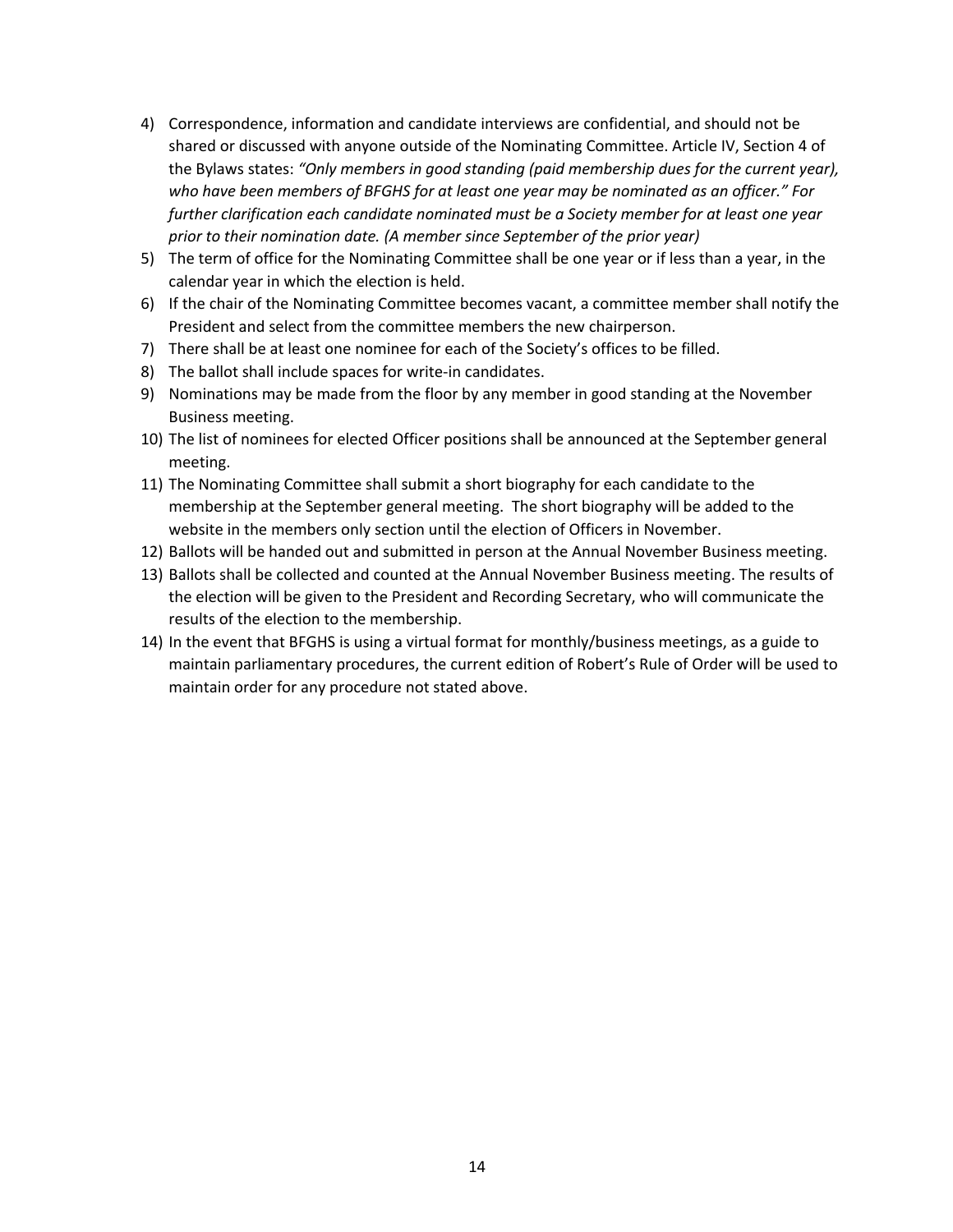4) Correspondence, information and candidate interviews are confidential, and should not be shared or discussed with anyone outside of the Nominating Committee. Article IV, Section 4 of the Bylaws states: *"Only members in good standing (paid membership dues for the current year), who have been members of BFGHS for at least one year may be nominated as an officer." For further clarification each candidate nominated must be a Society member for at least one year prior to their nomination date. (A member since September of the prior year)*
5) The term of office for the Nominating Committee shall be one year or if less than a year, in the calendar year in which the election is held.
6) If the chair of the Nominating Committee becomes vacant, a committee member shall notify the President and select from the committee members the new chairperson.
7) There shall be at least one nominee for each of the Society's offices to be filled.
8) The ballot shall include spaces for write-in candidates.
9) Nominations may be made from the floor by any member in good standing at the November Business meeting.
10) The list of nominees for elected Officer positions shall be announced at the September general meeting.
11) The Nominating Committee shall submit a short biography for each candidate to the membership at the September general meeting. The short biography will be added to the website in the members only section until the election of Officers in November.
12) Ballots will be handed out and submitted in person at the Annual November Business meeting.
13) Ballots shall be collected and counted at the Annual November Business meeting. The results of the election will be given to the President and Recording Secretary, who will communicate the results of the election to the membership.
14) In the event that BFGHS is using a virtual format for monthly/business meetings, as a guide to maintain parliamentary procedures, the current edition of Robert's Rule of Order will be used to maintain order for any procedure not stated above.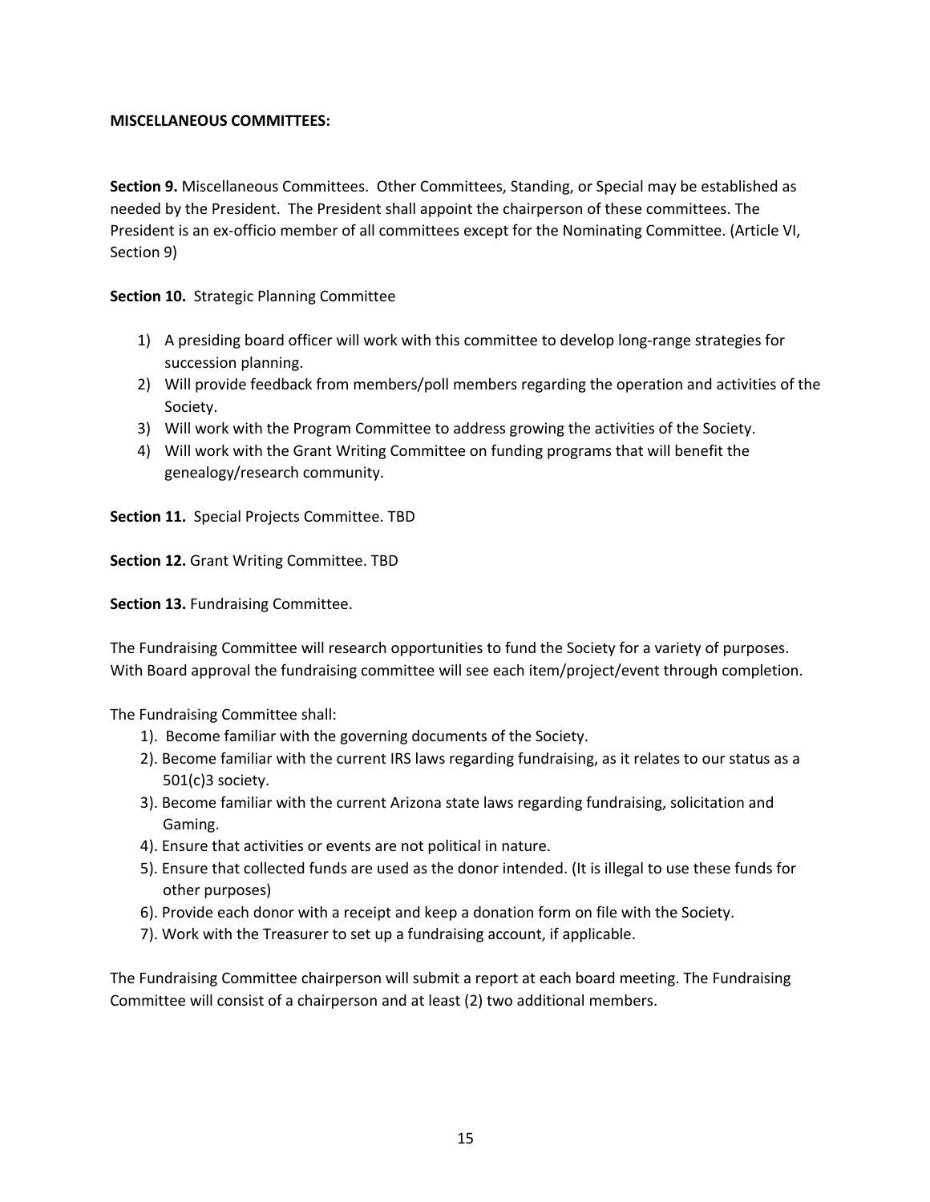**MISCELLANEOUS COMMITTEES:**

**Section 9.** Miscellaneous Committees. Other Committees, Standing, or Special may be established as needed by the President. The President shall appoint the chairperson of these committees. The President is an ex-officio member of all committees except for the Nominating Committee. (Article VI, Section 9)

**Section 10.** Strategic Planning Committee

1) A presiding board officer will work with this committee to develop long-range strategies for succession planning.
2) Will provide feedback from members/poll members regarding the operation and activities of the Society.
3) Will work with the Program Committee to address growing the activities of the Society.
4) Will work with the Grant Writing Committee on funding programs that will benefit the genealogy/research community.

**Section 11.** Special Projects Committee. TBD

**Section 12.** Grant Writing Committee. TBD

**Section 13.** Fundraising Committee.

The Fundraising Committee will research opportunities to fund the Society for a variety of purposes. With Board approval the fundraising committee will see each item/project/event through completion.

The Fundraising Committee shall:

1). Become familiar with the governing documents of the Society.
2). Become familiar with the current IRS laws regarding fundraising, as it relates to our status as a 501(c)3 society.
3). Become familiar with the current Arizona state laws regarding fundraising, solicitation and Gaming.
4). Ensure that activities or events are not political in nature.
5). Ensure that collected funds are used as the donor intended. (It is illegal to use these funds for other purposes)
6). Provide each donor with a receipt and keep a donation form on file with the Society.
7). Work with the Treasurer to set up a fundraising account, if applicable.

The Fundraising Committee chairperson will submit a report at each board meeting. The Fundraising Committee will consist of a chairperson and at least (2) two additional members.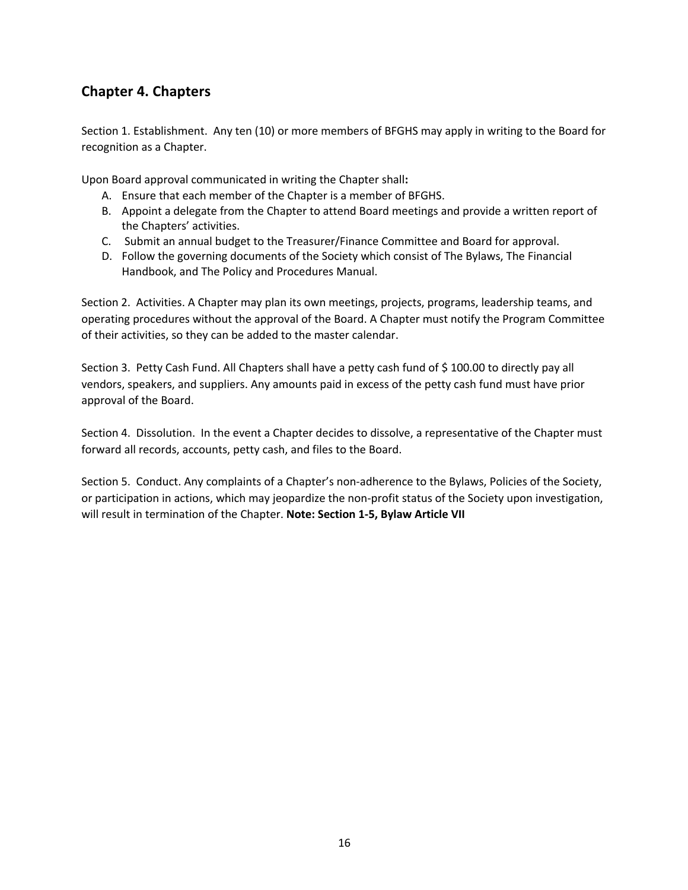## Chapter 4. Chapters

Section 1. Establishment. Any ten (10) or more members of BFGHS may apply in writing to the Board for recognition as a Chapter.

Upon Board approval communicated in writing the Chapter shall**:**

A. Ensure that each member of the Chapter is a member of BFGHS.
B. Appoint a delegate from the Chapter to attend Board meetings and provide a written report of the Chapters' activities.
C. Submit an annual budget to the Treasurer/Finance Committee and Board for approval.
D. Follow the governing documents of the Society which consist of The Bylaws, The Financial Handbook, and The Policy and Procedures Manual.

Section 2. Activities. A Chapter may plan its own meetings, projects, programs, leadership teams, and operating procedures without the approval of the Board. A Chapter must notify the Program Committee of their activities, so they can be added to the master calendar.

Section 3. Petty Cash Fund. All Chapters shall have a petty cash fund of $ 100.00 to directly pay all vendors, speakers, and suppliers. Any amounts paid in excess of the petty cash fund must have prior approval of the Board.

Section 4. Dissolution. In the event a Chapter decides to dissolve, a representative of the Chapter must forward all records, accounts, petty cash, and files to the Board.

Section 5. Conduct. Any complaints of a Chapter's non-adherence to the Bylaws, Policies of the Society, or participation in actions, which may jeopardize the non-profit status of the Society upon investigation, will result in termination of the Chapter. **Note: Section 1-5, Bylaw Article VII**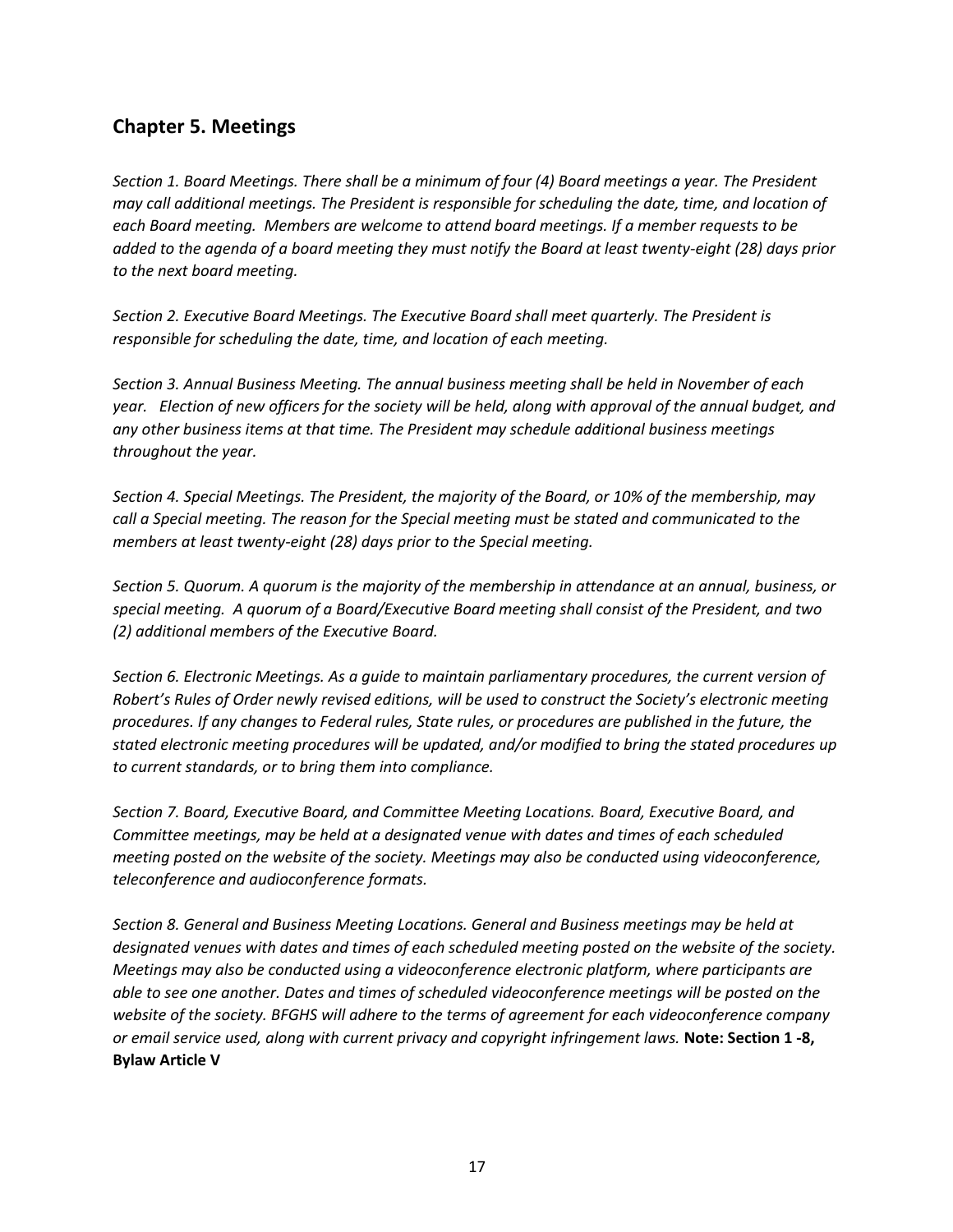## Chapter 5. Meetings

*Section 1. Board Meetings. There shall be a minimum of four (4) Board meetings a year. The President may call additional meetings. The President is responsible for scheduling the date, time, and location of each Board meeting. Members are welcome to attend board meetings. If a member requests to be added to the agenda of a board meeting they must notify the Board at least twenty-eight (28) days prior to the next board meeting.*

*Section 2. Executive Board Meetings. The Executive Board shall meet quarterly. The President is responsible for scheduling the date, time, and location of each meeting.*

*Section 3. Annual Business Meeting. The annual business meeting shall be held in November of each year. Election of new officers for the society will be held, along with approval of the annual budget, and any other business items at that time. The President may schedule additional business meetings throughout the year.*

*Section 4. Special Meetings. The President, the majority of the Board, or 10% of the membership, may call a Special meeting. The reason for the Special meeting must be stated and communicated to the members at least twenty-eight (28) days prior to the Special meeting.*

*Section 5. Quorum. A quorum is the majority of the membership in attendance at an annual, business, or special meeting. A quorum of a Board/Executive Board meeting shall consist of the President, and two (2) additional members of the Executive Board.*

*Section 6. Electronic Meetings. As a guide to maintain parliamentary procedures, the current version of Robert's Rules of Order newly revised editions, will be used to construct the Society's electronic meeting procedures. If any changes to Federal rules, State rules, or procedures are published in the future, the stated electronic meeting procedures will be updated, and/or modified to bring the stated procedures up to current standards, or to bring them into compliance.*

*Section 7. Board, Executive Board, and Committee Meeting Locations. Board, Executive Board, and Committee meetings, may be held at a designated venue with dates and times of each scheduled meeting posted on the website of the society. Meetings may also be conducted using videoconference, teleconference and audioconference formats.*

*Section 8. General and Business Meeting Locations. General and Business meetings may be held at designated venues with dates and times of each scheduled meeting posted on the website of the society. Meetings may also be conducted using a videoconference electronic platform, where participants are able to see one another. Dates and times of scheduled videoconference meetings will be posted on the website of the society. BFGHS will adhere to the terms of agreement for each videoconference company or email service used, along with current privacy and copyright infringement laws.* **Note: Section 1 -8, Bylaw Article V**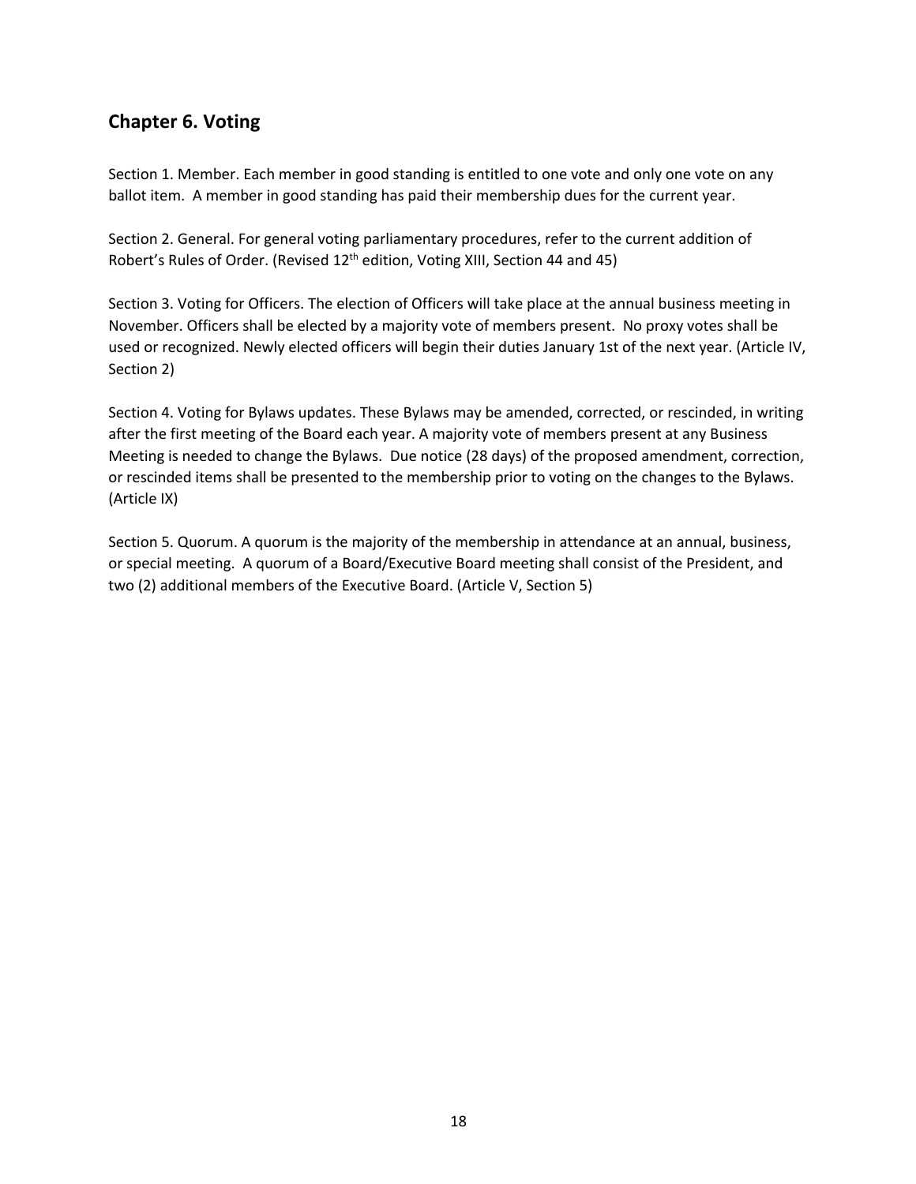## Chapter 6. Voting

Section 1. Member. Each member in good standing is entitled to one vote and only one vote on any ballot item. A member in good standing has paid their membership dues for the current year.

Section 2. General. For general voting parliamentary procedures, refer to the current addition of Robert's Rules of Order. (Revised 12th edition, Voting XIII, Section 44 and 45)

Section 3. Voting for Officers. The election of Officers will take place at the annual business meeting in November. Officers shall be elected by a majority vote of members present. No proxy votes shall be used or recognized. Newly elected officers will begin their duties January 1st of the next year. (Article IV, Section 2)

Section 4. Voting for Bylaws updates. These Bylaws may be amended, corrected, or rescinded, in writing after the first meeting of the Board each year. A majority vote of members present at any Business Meeting is needed to change the Bylaws. Due notice (28 days) of the proposed amendment, correction, or rescinded items shall be presented to the membership prior to voting on the changes to the Bylaws. (Article IX)

Section 5. Quorum. A quorum is the majority of the membership in attendance at an annual, business, or special meeting. A quorum of a Board/Executive Board meeting shall consist of the President, and two (2) additional members of the Executive Board. (Article V, Section 5)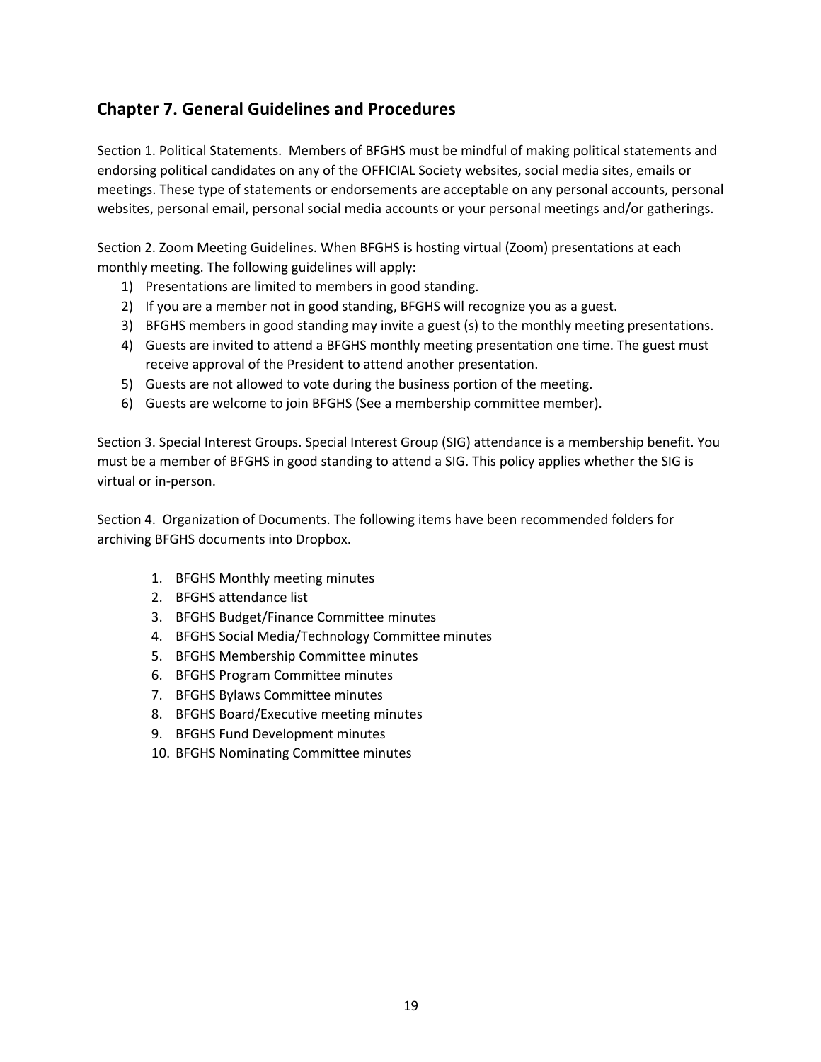## Chapter 7. General Guidelines and Procedures

Section 1. Political Statements. Members of BFGHS must be mindful of making political statements and endorsing political candidates on any of the OFFICIAL Society websites, social media sites, emails or meetings. These type of statements or endorsements are acceptable on any personal accounts, personal websites, personal email, personal social media accounts or your personal meetings and/or gatherings.

Section 2. Zoom Meeting Guidelines. When BFGHS is hosting virtual (Zoom) presentations at each monthly meeting. The following guidelines will apply:

1) Presentations are limited to members in good standing.
2) If you are a member not in good standing, BFGHS will recognize you as a guest.
3) BFGHS members in good standing may invite a guest (s) to the monthly meeting presentations.
4) Guests are invited to attend a BFGHS monthly meeting presentation one time. The guest must receive approval of the President to attend another presentation.
5) Guests are not allowed to vote during the business portion of the meeting.
6) Guests are welcome to join BFGHS (See a membership committee member).

Section 3. Special Interest Groups. Special Interest Group (SIG) attendance is a membership benefit. You must be a member of BFGHS in good standing to attend a SIG. This policy applies whether the SIG is virtual or in-person.

Section 4. Organization of Documents. The following items have been recommended folders for archiving BFGHS documents into Dropbox.

1. BFGHS Monthly meeting minutes
2. BFGHS attendance list
3. BFGHS Budget/Finance Committee minutes
4. BFGHS Social Media/Technology Committee minutes
5. BFGHS Membership Committee minutes
6. BFGHS Program Committee minutes
7. BFGHS Bylaws Committee minutes
8. BFGHS Board/Executive meeting minutes
9. BFGHS Fund Development minutes
10. BFGHS Nominating Committee minutes